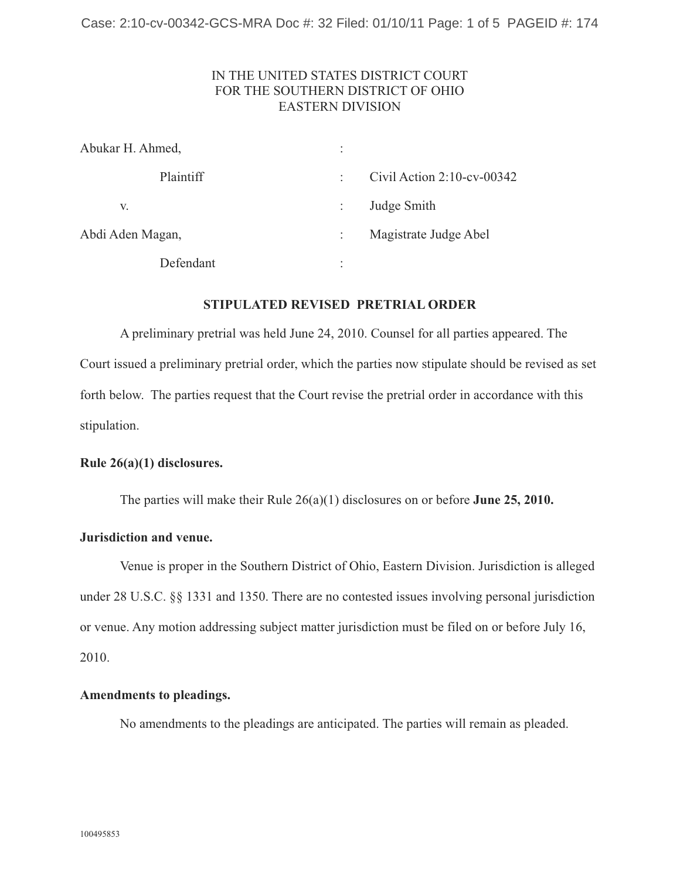IN THE UNITED STATES DISTRICT COURT
FOR THE SOUTHERN DISTRICT OF OHIO
EASTERN DIVISION

| | | |
|---|---|---|
| Abukar H. Ahmed, | : | |
| Plaintiff | : | Civil Action 2:10-cv-00342 |
| v. | : | Judge Smith |
| Abdi Aden Magan, | : | Magistrate Judge Abel |
| Defendant | : | |

## STIPULATED REVISED PRETRIAL ORDER

A preliminary pretrial was held June 24, 2010. Counsel for all parties appeared. The Court issued a preliminary pretrial order, which the parties now stipulate should be revised as set forth below. The parties request that the Court revise the pretrial order in accordance with this stipulation.

**Rule 26(a)(1) disclosures.**

The parties will make their Rule 26(a)(1) disclosures on or before **June 25, 2010.**

**Jurisdiction and venue.**

Venue is proper in the Southern District of Ohio, Eastern Division. Jurisdiction is alleged under 28 U.S.C. §§ 1331 and 1350. There are no contested issues involving personal jurisdiction or venue. Any motion addressing subject matter jurisdiction must be filed on or before July 16, 2010.

**Amendments to pleadings.**

No amendments to the pleadings are anticipated. The parties will remain as pleaded.

100495853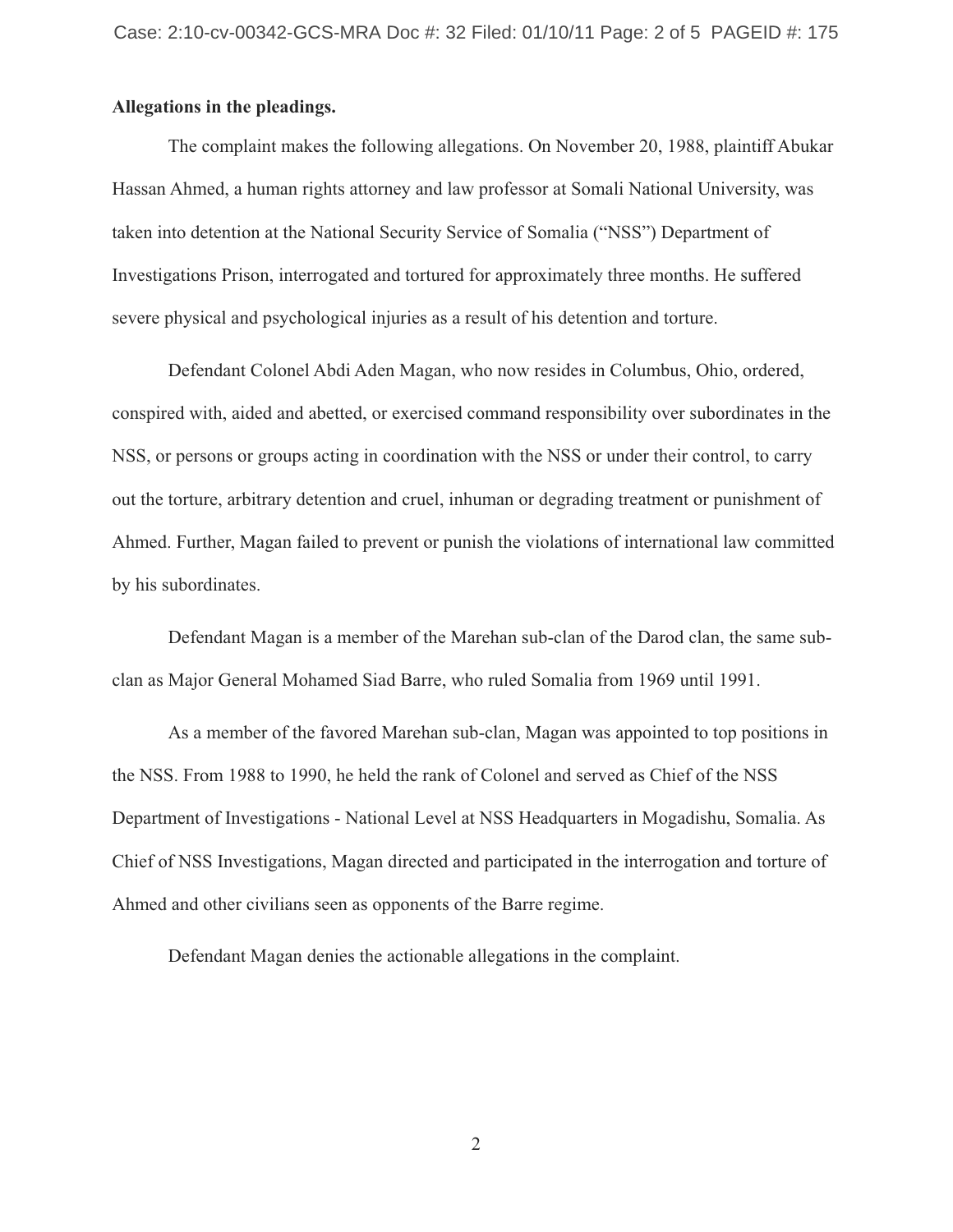**Allegations in the pleadings.**

The complaint makes the following allegations. On November 20, 1988, plaintiff Abukar Hassan Ahmed, a human rights attorney and law professor at Somali National University, was taken into detention at the National Security Service of Somalia ("NSS") Department of Investigations Prison, interrogated and tortured for approximately three months. He suffered severe physical and psychological injuries as a result of his detention and torture.

Defendant Colonel Abdi Aden Magan, who now resides in Columbus, Ohio, ordered, conspired with, aided and abetted, or exercised command responsibility over subordinates in the NSS, or persons or groups acting in coordination with the NSS or under their control, to carry out the torture, arbitrary detention and cruel, inhuman or degrading treatment or punishment of Ahmed. Further, Magan failed to prevent or punish the violations of international law committed by his subordinates.

Defendant Magan is a member of the Marehan sub-clan of the Darod clan, the same sub-clan as Major General Mohamed Siad Barre, who ruled Somalia from 1969 until 1991.

As a member of the favored Marehan sub-clan, Magan was appointed to top positions in the NSS. From 1988 to 1990, he held the rank of Colonel and served as Chief of the NSS Department of Investigations - National Level at NSS Headquarters in Mogadishu, Somalia. As Chief of NSS Investigations, Magan directed and participated in the interrogation and torture of Ahmed and other civilians seen as opponents of the Barre regime.

Defendant Magan denies the actionable allegations in the complaint.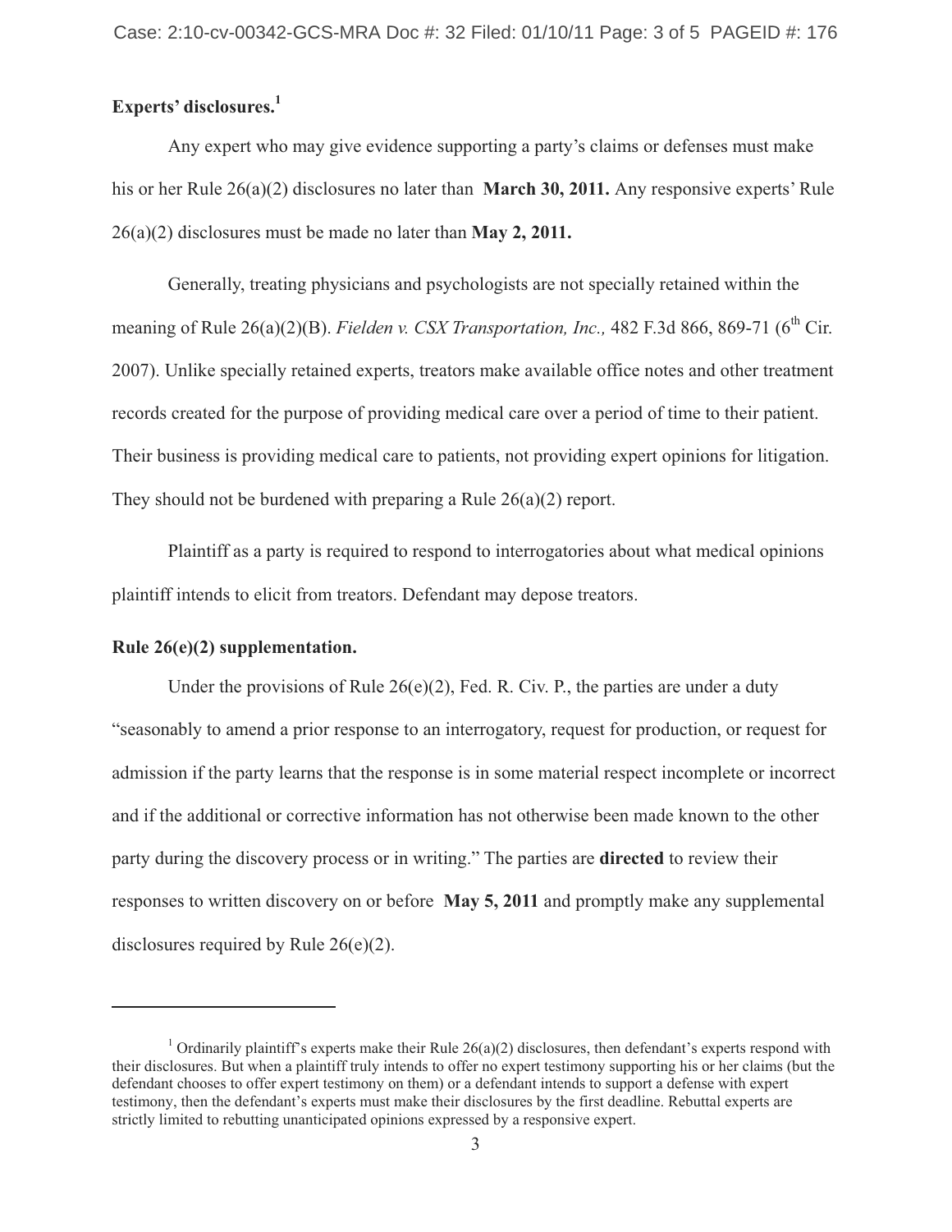**Experts' disclosures.**[1]

Any expert who may give evidence supporting a party's claims or defenses must make his or her Rule 26(a)(2) disclosures no later than **March 30, 2011.** Any responsive experts' Rule 26(a)(2) disclosures must be made no later than **May 2, 2011.**

Generally, treating physicians and psychologists are not specially retained within the meaning of Rule 26(a)(2)(B). *Fielden v. CSX Transportation, Inc.,* 482 F.3d 866, 869-71 (6th Cir. 2007). Unlike specially retained experts, treators make available office notes and other treatment records created for the purpose of providing medical care over a period of time to their patient. Their business is providing medical care to patients, not providing expert opinions for litigation. They should not be burdened with preparing a Rule 26(a)(2) report.

Plaintiff as a party is required to respond to interrogatories about what medical opinions plaintiff intends to elicit from treators. Defendant may depose treators.

**Rule 26(e)(2) supplementation.**

Under the provisions of Rule 26(e)(2), Fed. R. Civ. P., the parties are under a duty "seasonably to amend a prior response to an interrogatory, request for production, or request for admission if the party learns that the response is in some material respect incomplete or incorrect and if the additional or corrective information has not otherwise been made known to the other party during the discovery process or in writing." The parties are **directed** to review their responses to written discovery on or before **May 5, 2011** and promptly make any supplemental disclosures required by Rule 26(e)(2).

---

[1] Ordinarily plaintiff's experts make their Rule 26(a)(2) disclosures, then defendant's experts respond with their disclosures. But when a plaintiff truly intends to offer no expert testimony supporting his or her claims (but the defendant chooses to offer expert testimony on them) or a defendant intends to support a defense with expert testimony, then the defendant's experts must make their disclosures by the first deadline. Rebuttal experts are strictly limited to rebutting unanticipated opinions expressed by a responsive expert.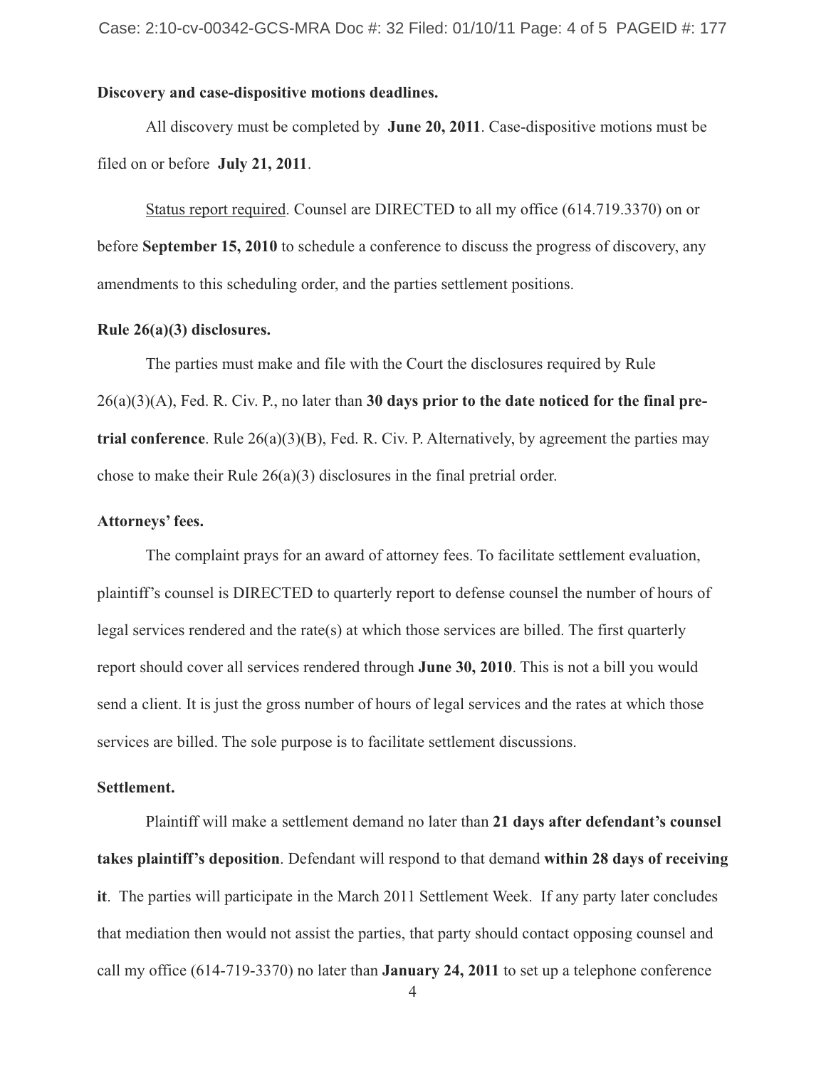**Discovery and case-dispositive motions deadlines.**

All discovery must be completed by **June 20, 2011**. Case-dispositive motions must be filed on or before **July 21, 2011**.

Status report required. Counsel are DIRECTED to all my office (614.719.3370) on or before **September 15, 2010** to schedule a conference to discuss the progress of discovery, any amendments to this scheduling order, and the parties settlement positions.

**Rule 26(a)(3) disclosures.**

The parties must make and file with the Court the disclosures required by Rule 26(a)(3)(A), Fed. R. Civ. P., no later than **30 days prior to the date noticed for the final pre-trial conference**. Rule 26(a)(3)(B), Fed. R. Civ. P. Alternatively, by agreement the parties may chose to make their Rule 26(a)(3) disclosures in the final pretrial order.

**Attorneys' fees.**

The complaint prays for an award of attorney fees. To facilitate settlement evaluation, plaintiff's counsel is DIRECTED to quarterly report to defense counsel the number of hours of legal services rendered and the rate(s) at which those services are billed. The first quarterly report should cover all services rendered through **June 30, 2010**. This is not a bill you would send a client. It is just the gross number of hours of legal services and the rates at which those services are billed. The sole purpose is to facilitate settlement discussions.

**Settlement.**

Plaintiff will make a settlement demand no later than **21 days after defendant's counsel takes plaintiff's deposition**. Defendant will respond to that demand **within 28 days of receiving it**. The parties will participate in the March 2011 Settlement Week. If any party later concludes that mediation then would not assist the parties, that party should contact opposing counsel and call my office (614-719-3370) no later than **January 24, 2011** to set up a telephone conference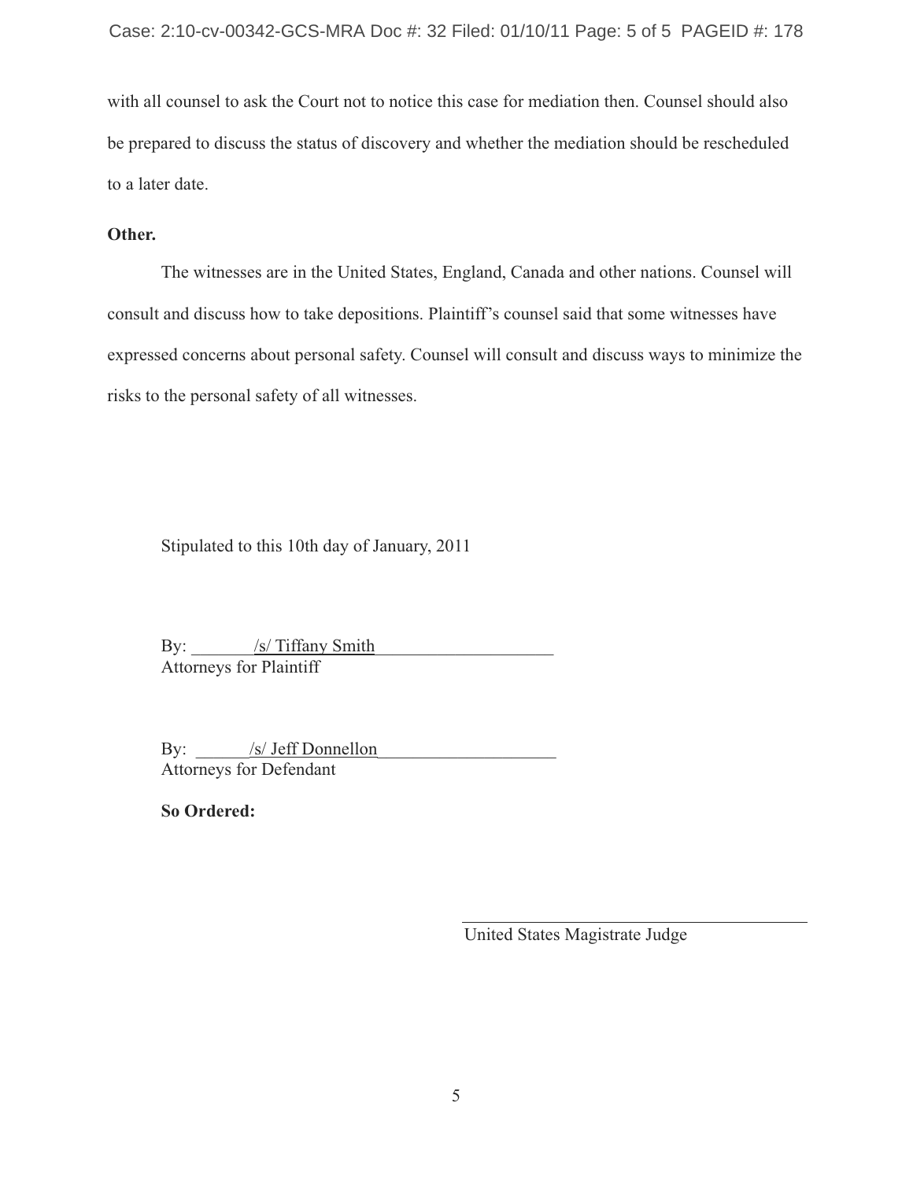with all counsel to ask the Court not to notice this case for mediation then. Counsel should also be prepared to discuss the status of discovery and whether the mediation should be rescheduled to a later date.

**Other.**

The witnesses are in the United States, England, Canada and other nations. Counsel will consult and discuss how to take depositions. Plaintiff's counsel said that some witnesses have expressed concerns about personal safety. Counsel will consult and discuss ways to minimize the risks to the personal safety of all witnesses.

Stipulated to this 10th day of January, 2011

By: /s/ Tiffany Smith
Attorneys for Plaintiff

By: /s/ Jeff Donnellon
Attorneys for Defendant

**So Ordered:**

United States Magistrate Judge